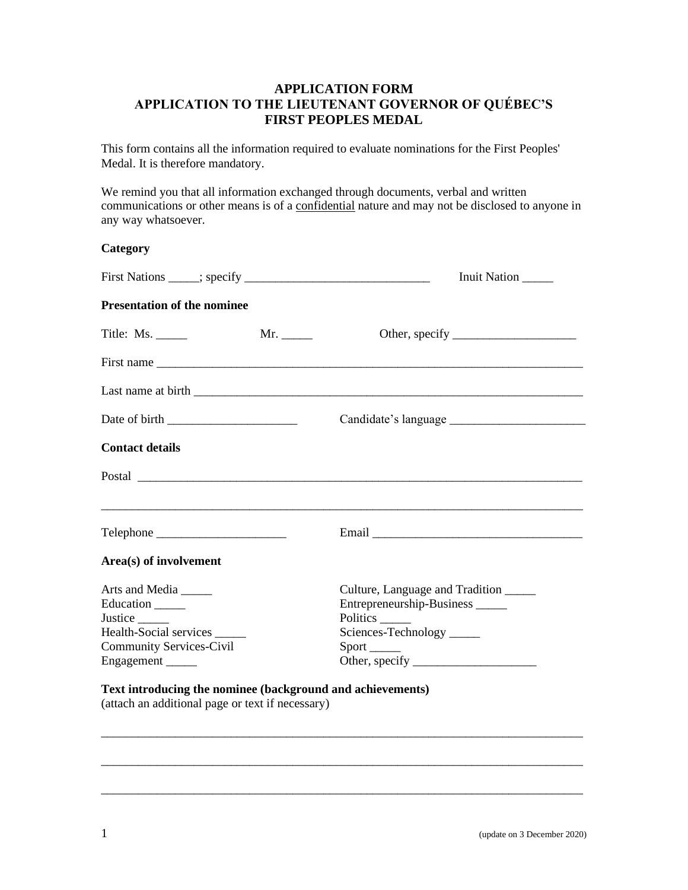# APPLICATION FORM
# APPLICATION TO THE LIEUTENANT GOVERNOR OF QUÉBEC'S FIRST PEOPLES MEDAL

This form contains all the information required to evaluate nominations for the First Peoples' Medal. It is therefore mandatory.

We remind you that all information exchanged through documents, verbal and written communications or other means is of a confidential nature and may not be disclosed to anyone in any way whatsoever.

**Category**

First Nations _____; specify ______________________________ Inuit Nation _____

**Presentation of the nominee**

Title: Ms. _____ Mr. _____ Other, specify ____________________

First name ___________________________________________________________________________

Last name at birth ____________________________________________________________________

Date of birth _____________________ Candidate's language ______________________

**Contact details**

Postal ______________________________________________________________________________

_____________________________________________________________________________________

Telephone _____________________ Email __________________________________

**Area(s) of involvement**

Arts and Media _____
Education _____
Justice _____
Health-Social services _____
Community Services-Civil Engagement _____
Culture, Language and Tradition _____
Entrepreneurship-Business _____
Politics _____
Sciences-Technology _____
Sport _____
Other, specify ____________________

**Text introducing the nominee (background and achievements)**
(attach an additional page or text if necessary)

_____________________________________________________________________________________

_____________________________________________________________________________________

_____________________________________________________________________________________

(update on 3 December 2020)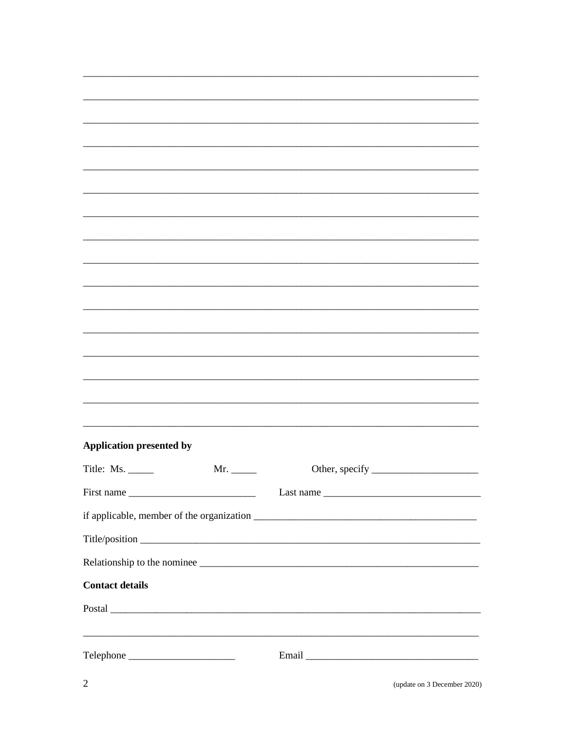________________________________________________________________________________

________________________________________________________________________________

________________________________________________________________________________

________________________________________________________________________________

________________________________________________________________________________

________________________________________________________________________________

________________________________________________________________________________

________________________________________________________________________________

________________________________________________________________________________

________________________________________________________________________________

________________________________________________________________________________

________________________________________________________________________________

________________________________________________________________________________

________________________________________________________________________________

________________________________________________________________________________

________________________________________________________________________________

**Application presented by**

Title: Ms. _____ Mr. _____ Other, specify _____________________

First name _________________________ Last name _______________________________

if applicable, member of the organization _____________________________________________

Title/position ______________________________________________________________________

Relationship to the nominee _________________________________________________________

**Contact details**

Postal ____________________________________________________________________________

________________________________________________________________________________

Telephone _____________________ Email __________________________________

(update on 3 December 2020)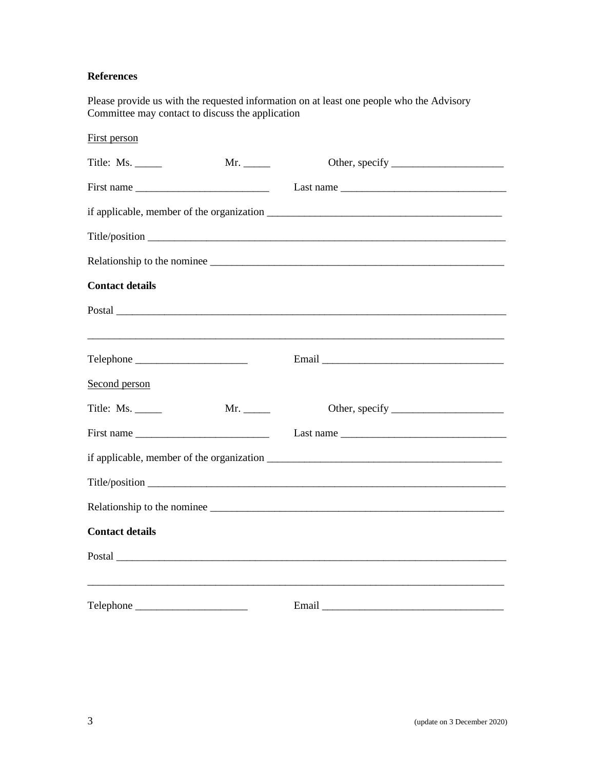**References**

Please provide us with the requested information on at least one people who the Advisory Committee may contact to discuss the application

<u>First person</u>

Title: Ms. _____ Mr. _____ Other, specify _____________________

First name _________________________ Last name ______________________________

if applicable, member of the organization ____________________________________________

Title/position ______________________________________________________________________

Relationship to the nominee _______________________________________________________

**Contact details**

Postal ____________________________________________________________________________

__________________________________________________________________________________

Telephone _____________________ Email _________________________________

<u>Second person</u>

Title: Ms. _____ Mr. _____ Other, specify _____________________

First name _________________________ Last name ______________________________

if applicable, member of the organization ____________________________________________

Title/position ______________________________________________________________________

Relationship to the nominee _______________________________________________________

**Contact details**

Postal ____________________________________________________________________________

__________________________________________________________________________________

Telephone _____________________ Email _________________________________

(update on 3 December 2020)